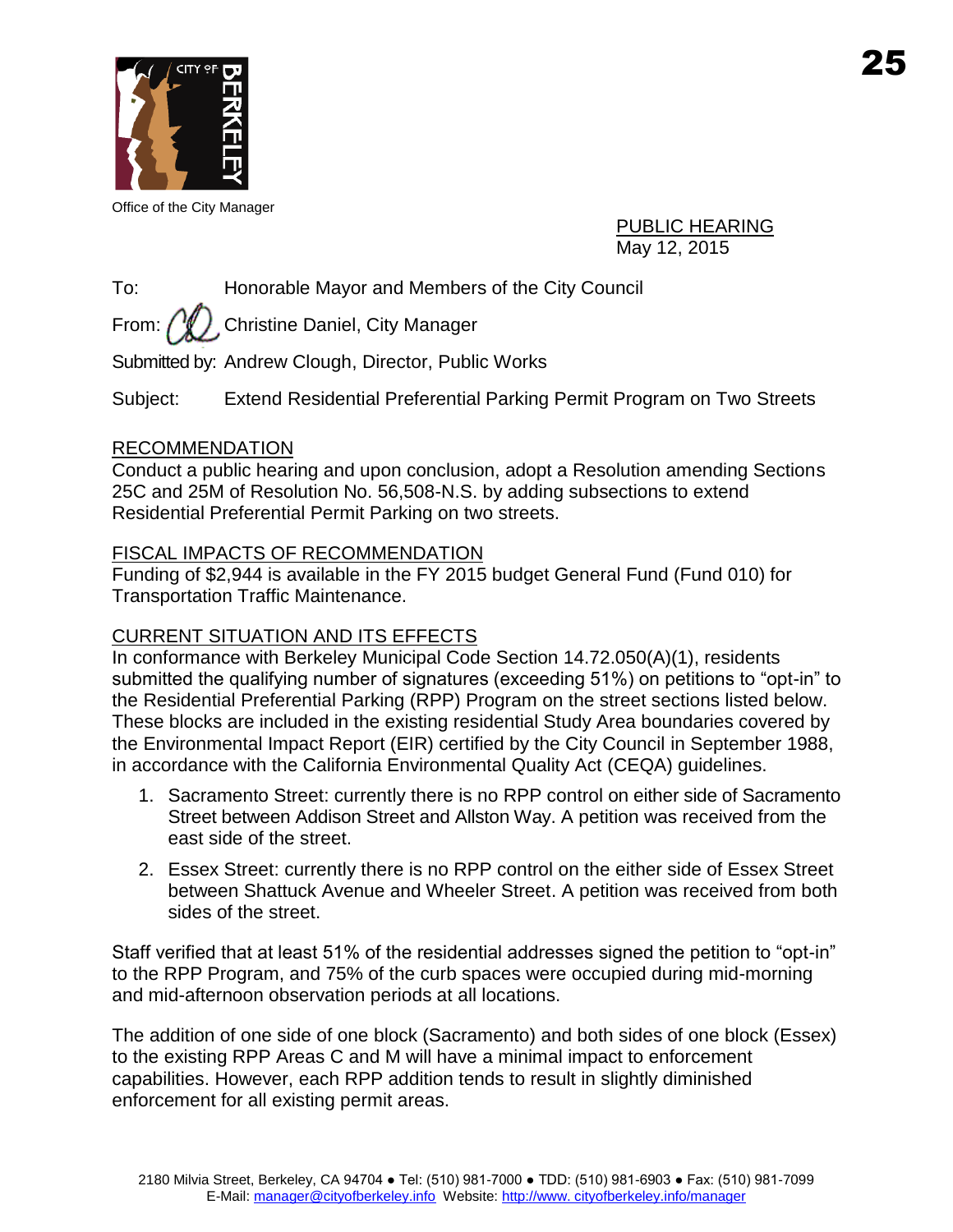Office of the City Manager

PUBLIC HEARING
May 12, 2015

To: Honorable Mayor and Members of the City Council

From: Christine Daniel, City Manager

Submitted by: Andrew Clough, Director, Public Works

Subject: Extend Residential Preferential Parking Permit Program on Two Streets

## RECOMMENDATION

Conduct a public hearing and upon conclusion, adopt a Resolution amending Sections 25C and 25M of Resolution No. 56,508-N.S. by adding subsections to extend Residential Preferential Permit Parking on two streets.

## FISCAL IMPACTS OF RECOMMENDATION

Funding of $2,944 is available in the FY 2015 budget General Fund (Fund 010) for Transportation Traffic Maintenance.

## CURRENT SITUATION AND ITS EFFECTS

In conformance with Berkeley Municipal Code Section 14.72.050(A)(1), residents submitted the qualifying number of signatures (exceeding 51%) on petitions to "opt-in" to the Residential Preferential Parking (RPP) Program on the street sections listed below. These blocks are included in the existing residential Study Area boundaries covered by the Environmental Impact Report (EIR) certified by the City Council in September 1988, in accordance with the California Environmental Quality Act (CEQA) guidelines.

1. Sacramento Street: currently there is no RPP control on either side of Sacramento Street between Addison Street and Allston Way. A petition was received from the east side of the street.
2. Essex Street: currently there is no RPP control on the either side of Essex Street between Shattuck Avenue and Wheeler Street. A petition was received from both sides of the street.

Staff verified that at least 51% of the residential addresses signed the petition to "opt-in" to the RPP Program, and 75% of the curb spaces were occupied during mid-morning and mid-afternoon observation periods at all locations.

The addition of one side of one block (Sacramento) and both sides of one block (Essex) to the existing RPP Areas C and M will have a minimal impact to enforcement capabilities. However, each RPP addition tends to result in slightly diminished enforcement for all existing permit areas.

2180 Milvia Street, Berkeley, CA 94704 ● Tel: (510) 981-7000 ● TDD: (510) 981-6903 ● Fax: (510) 981-7099
E-Mail: manager@cityofberkeley.info Website: http://www. cityofberkeley.info/manager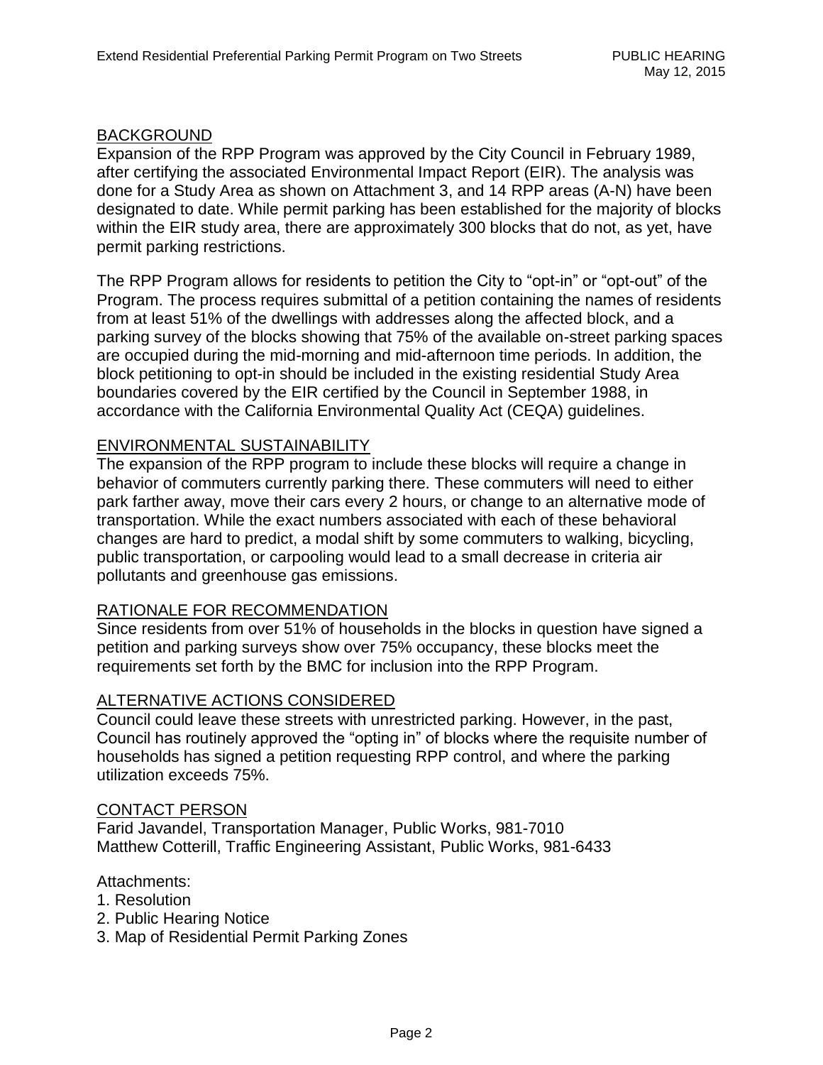## BACKGROUND

Expansion of the RPP Program was approved by the City Council in February 1989, after certifying the associated Environmental Impact Report (EIR). The analysis was done for a Study Area as shown on Attachment 3, and 14 RPP areas (A-N) have been designated to date. While permit parking has been established for the majority of blocks within the EIR study area, there are approximately 300 blocks that do not, as yet, have permit parking restrictions.

The RPP Program allows for residents to petition the City to "opt-in" or "opt-out" of the Program. The process requires submittal of a petition containing the names of residents from at least 51% of the dwellings with addresses along the affected block, and a parking survey of the blocks showing that 75% of the available on-street parking spaces are occupied during the mid-morning and mid-afternoon time periods. In addition, the block petitioning to opt-in should be included in the existing residential Study Area boundaries covered by the EIR certified by the Council in September 1988, in accordance with the California Environmental Quality Act (CEQA) guidelines.

## ENVIRONMENTAL SUSTAINABILITY

The expansion of the RPP program to include these blocks will require a change in behavior of commuters currently parking there. These commuters will need to either park farther away, move their cars every 2 hours, or change to an alternative mode of transportation. While the exact numbers associated with each of these behavioral changes are hard to predict, a modal shift by some commuters to walking, bicycling, public transportation, or carpooling would lead to a small decrease in criteria air pollutants and greenhouse gas emissions.

## RATIONALE FOR RECOMMENDATION

Since residents from over 51% of households in the blocks in question have signed a petition and parking surveys show over 75% occupancy, these blocks meet the requirements set forth by the BMC for inclusion into the RPP Program.

## ALTERNATIVE ACTIONS CONSIDERED

Council could leave these streets with unrestricted parking. However, in the past, Council has routinely approved the "opting in" of blocks where the requisite number of households has signed a petition requesting RPP control, and where the parking utilization exceeds 75%.

## CONTACT PERSON

Farid Javandel, Transportation Manager, Public Works, 981-7010
Matthew Cotterill, Traffic Engineering Assistant, Public Works, 981-6433

Attachments:

1. Resolution
2. Public Hearing Notice
3. Map of Residential Permit Parking Zones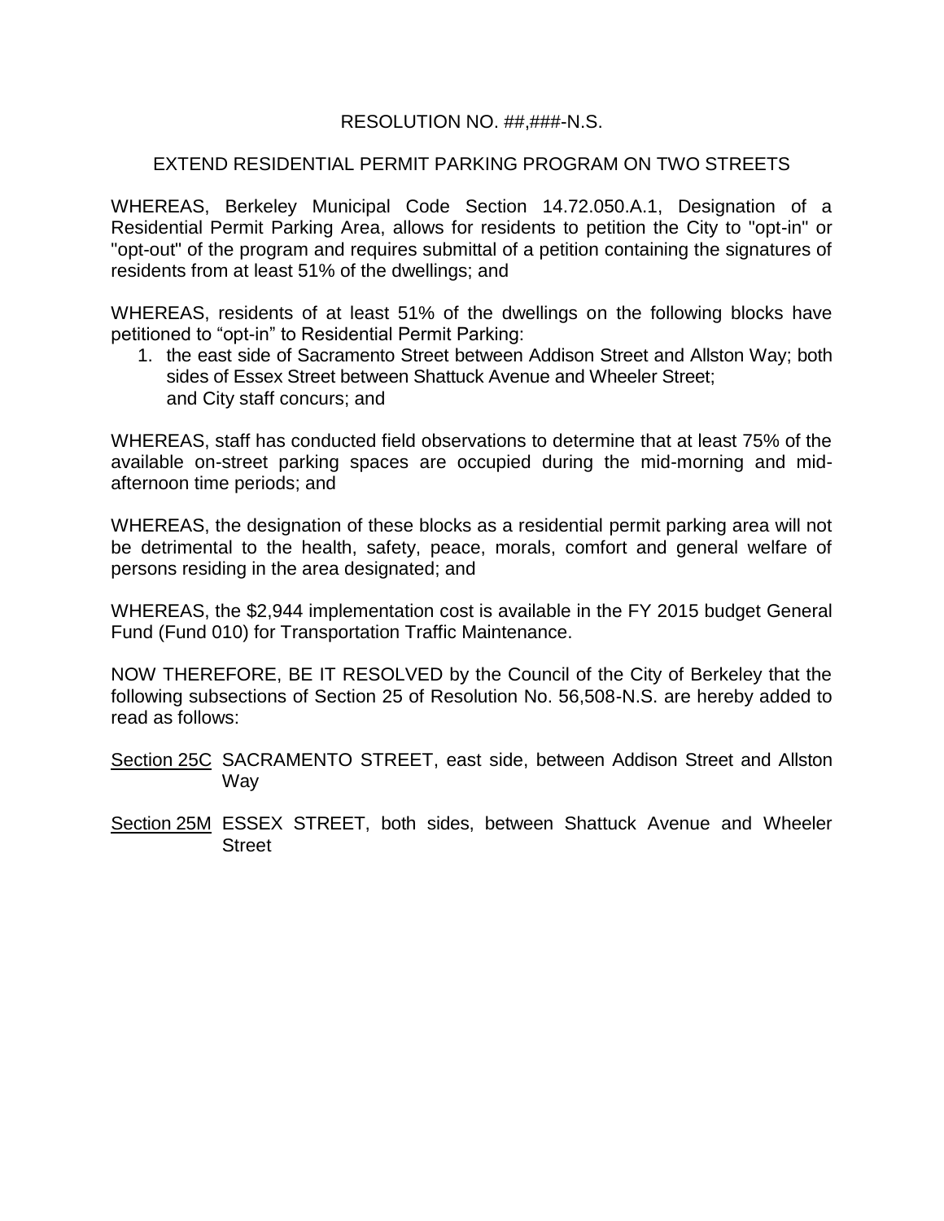RESOLUTION NO. ##,###-N.S.

EXTEND RESIDENTIAL PERMIT PARKING PROGRAM ON TWO STREETS

WHEREAS, Berkeley Municipal Code Section 14.72.050.A.1, Designation of a Residential Permit Parking Area, allows for residents to petition the City to "opt-in" or "opt-out" of the program and requires submittal of a petition containing the signatures of residents from at least 51% of the dwellings; and

WHEREAS, residents of at least 51% of the dwellings on the following blocks have petitioned to “opt-in” to Residential Permit Parking:

1. the east side of Sacramento Street between Addison Street and Allston Way; both sides of Essex Street between Shattuck Avenue and Wheeler Street; and City staff concurs; and

WHEREAS, staff has conducted field observations to determine that at least 75% of the available on-street parking spaces are occupied during the mid-morning and mid-afternoon time periods; and

WHEREAS, the designation of these blocks as a residential permit parking area will not be detrimental to the health, safety, peace, morals, comfort and general welfare of persons residing in the area designated; and

WHEREAS, the $2,944 implementation cost is available in the FY 2015 budget General Fund (Fund 010) for Transportation Traffic Maintenance.

NOW THEREFORE, BE IT RESOLVED by the Council of the City of Berkeley that the following subsections of Section 25 of Resolution No. 56,508-N.S. are hereby added to read as follows:

Section 25C SACRAMENTO STREET, east side, between Addison Street and Allston Way

Section 25M ESSEX STREET, both sides, between Shattuck Avenue and Wheeler Street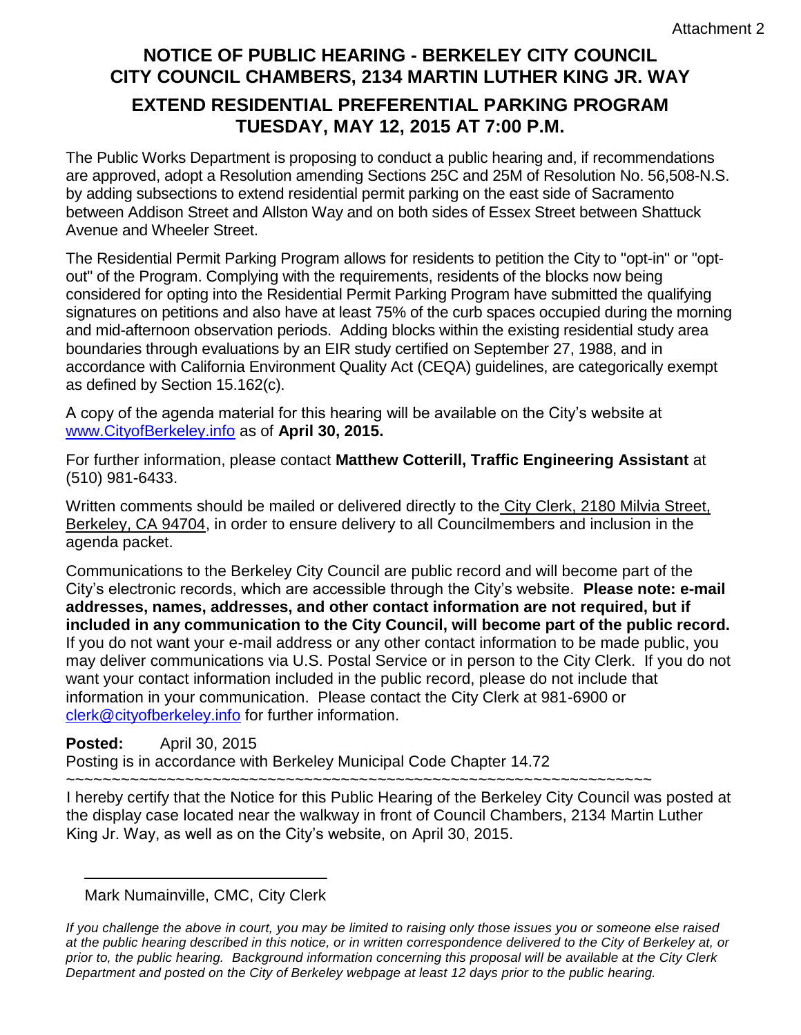Attachment 2

# NOTICE OF PUBLIC HEARING - BERKELEY CITY COUNCIL
# CITY COUNCIL CHAMBERS, 2134 MARTIN LUTHER KING JR. WAY

## EXTEND RESIDENTIAL PREFERENTIAL PARKING PROGRAM
## TUESDAY, MAY 12, 2015 AT 7:00 P.M.

The Public Works Department is proposing to conduct a public hearing and, if recommendations are approved, adopt a Resolution amending Sections 25C and 25M of Resolution No. 56,508-N.S. by adding subsections to extend residential permit parking on the east side of Sacramento between Addison Street and Allston Way and on both sides of Essex Street between Shattuck Avenue and Wheeler Street.

The Residential Permit Parking Program allows for residents to petition the City to "opt-in" or "opt-out" of the Program. Complying with the requirements, residents of the blocks now being considered for opting into the Residential Permit Parking Program have submitted the qualifying signatures on petitions and also have at least 75% of the curb spaces occupied during the morning and mid-afternoon observation periods. Adding blocks within the existing residential study area boundaries through evaluations by an EIR study certified on September 27, 1988, and in accordance with California Environment Quality Act (CEQA) guidelines, are categorically exempt as defined by Section 15.162(c).

A copy of the agenda material for this hearing will be available on the City's website at www.CityofBerkeley.info as of **April 30, 2015.**

For further information, please contact **Matthew Cotterill, Traffic Engineering Assistant** at (510) 981-6433.

Written comments should be mailed or delivered directly to the City Clerk, 2180 Milvia Street, Berkeley, CA 94704, in order to ensure delivery to all Councilmembers and inclusion in the agenda packet.

Communications to the Berkeley City Council are public record and will become part of the City's electronic records, which are accessible through the City's website. **Please note: e-mail addresses, names, addresses, and other contact information are not required, but if included in any communication to the City Council, will become part of the public record.** If you do not want your e-mail address or any other contact information to be made public, you may deliver communications via U.S. Postal Service or in person to the City Clerk. If you do not want your contact information included in the public record, please do not include that information in your communication. Please contact the City Clerk at 981-6900 or clerk@cityofberkeley.info for further information.

**Posted:** April 30, 2015
Posting is in accordance with Berkeley Municipal Code Chapter 14.72

~~~~~~~~~~~~~~~~~~~~~~~~~~~~~~~~~~~~~~~~~~~~~~~~~~~~~~~~~~~~~~~~~~~~~

I hereby certify that the Notice for this Public Hearing of the Berkeley City Council was posted at the display case located near the walkway in front of Council Chambers, 2134 Martin Luther King Jr. Way, as well as on the City's website, on April 30, 2015.

___________________________

Mark Numainville, CMC, City Clerk

*If you challenge the above in court, you may be limited to raising only those issues you or someone else raised at the public hearing described in this notice, or in written correspondence delivered to the City of Berkeley at, or prior to, the public hearing. Background information concerning this proposal will be available at the City Clerk Department and posted on the City of Berkeley webpage at least 12 days prior to the public hearing.*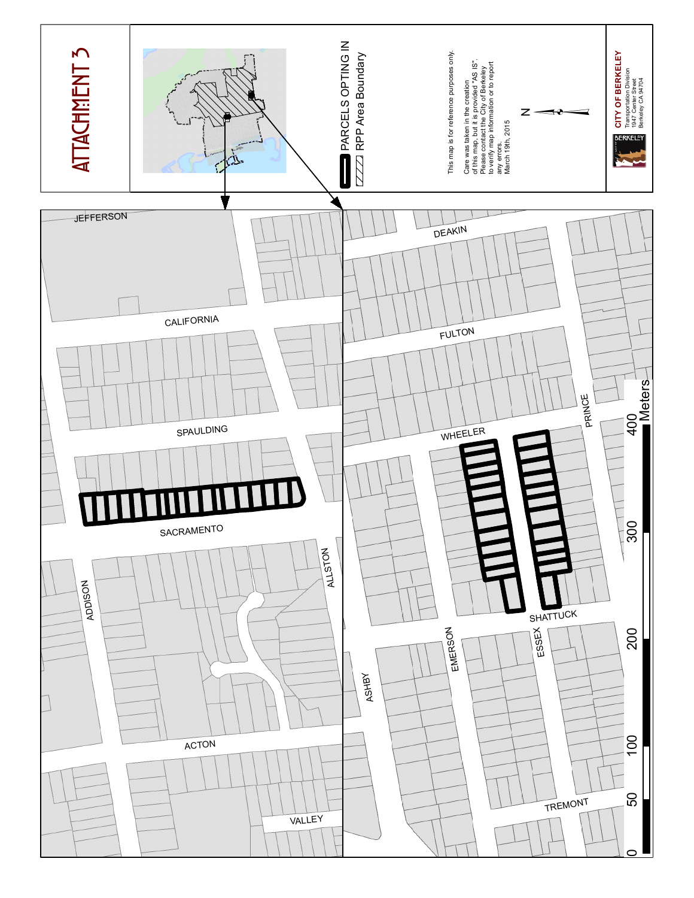# ATTACHMENT 3

PARCELS OPTING IN

RPP Area Boundary

This map is for reference purposes only.

Care was taken in the creation of this map, but it is provided "AS IS". Please contact the City of Berkeley to verify map information or to report any errors.
March 19th, 2015

N

**CITY OF BERKELEY**
Transportation Division
1947 Center Street
Berkeley CA 94704

JEFFERSON

CALIFORNIA

SPAULDING

SACRAMENTO

ADDISON

ALLSTON

ACTON

VALLEY

DEAKIN

FULTON

WHEELER

PRINCE

SHATTUCK

ESSEX

EMERSON

ASHBY

TREMONT

0 50 100 200 300 400 Meters